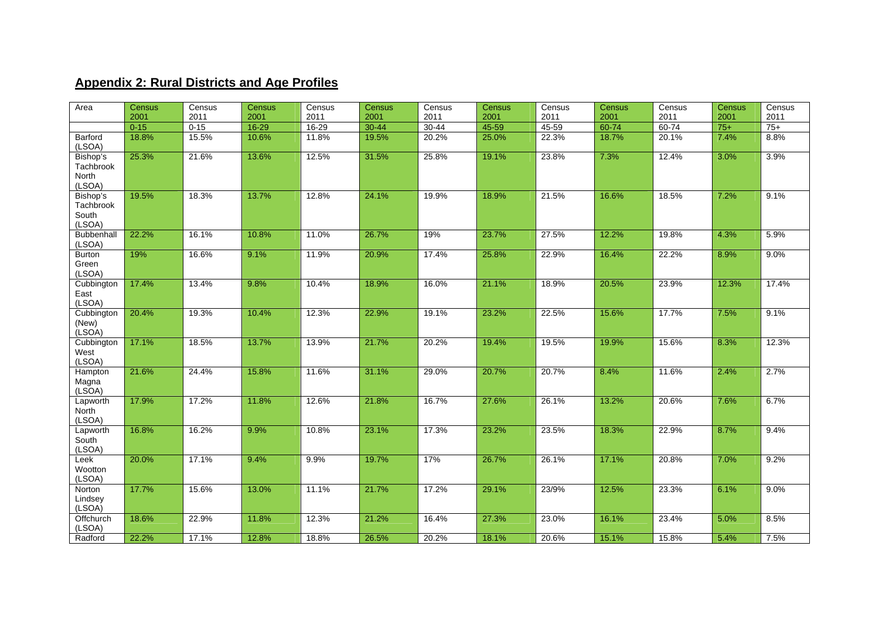## **Appendix 2: Rural Districts and Age Profiles**

| Area | Census 2001 | Census 2011 | Census 2001 | Census 2011 | Census 2001 | Census 2011 | Census 2001 | Census 2011 | Census 2001 | Census 2011 | Census 2001 | Census 2011 |
|---|---|---|---|---|---|---|---|---|---|---|---|---|
| | 0-15 | 0-15 | 16-29 | 16-29 | 30-44 | 30-44 | 45-59 | 45-59 | 60-74 | 60-74 | 75+ | 75+ |
| Barford (LSOA) | 18.8% | 15.5% | 10.6% | 11.8% | 19.5% | 20.2% | 25.0% | 22.3% | 18.7% | 20.1% | 7.4% | 8.8% |
| Bishop's Tachbrook North (LSOA) | 25.3% | 21.6% | 13.6% | 12.5% | 31.5% | 25.8% | 19.1% | 23.8% | 7.3% | 12.4% | 3.0% | 3.9% |
| Bishop's Tachbrook South (LSOA) | 19.5% | 18.3% | 13.7% | 12.8% | 24.1% | 19.9% | 18.9% | 21.5% | 16.6% | 18.5% | 7.2% | 9.1% |
| Bubbenhall (LSOA) | 22.2% | 16.1% | 10.8% | 11.0% | 26.7% | 19% | 23.7% | 27.5% | 12.2% | 19.8% | 4.3% | 5.9% |
| Burton Green (LSOA) | 19% | 16.6% | 9.1% | 11.9% | 20.9% | 17.4% | 25.8% | 22.9% | 16.4% | 22.2% | 8.9% | 9.0% |
| Cubbington East (LSOA) | 17.4% | 13.4% | 9.8% | 10.4% | 18.9% | 16.0% | 21.1% | 18.9% | 20.5% | 23.9% | 12.3% | 17.4% |
| Cubbington (New) (LSOA) | 20.4% | 19.3% | 10.4% | 12.3% | 22.9% | 19.1% | 23.2% | 22.5% | 15.6% | 17.7% | 7.5% | 9.1% |
| Cubbington West (LSOA) | 17.1% | 18.5% | 13.7% | 13.9% | 21.7% | 20.2% | 19.4% | 19.5% | 19.9% | 15.6% | 8.3% | 12.3% |
| Hampton Magna (LSOA) | 21.6% | 24.4% | 15.8% | 11.6% | 31.1% | 29.0% | 20.7% | 20.7% | 8.4% | 11.6% | 2.4% | 2.7% |
| Lapworth North (LSOA) | 17.9% | 17.2% | 11.8% | 12.6% | 21.8% | 16.7% | 27.6% | 26.1% | 13.2% | 20.6% | 7.6% | 6.7% |
| Lapworth South (LSOA) | 16.8% | 16.2% | 9.9% | 10.8% | 23.1% | 17.3% | 23.2% | 23.5% | 18.3% | 22.9% | 8.7% | 9.4% |
| Leek Wootton (LSOA) | 20.0% | 17.1% | 9.4% | 9.9% | 19.7% | 17% | 26.7% | 26.1% | 17.1% | 20.8% | 7.0% | 9.2% |
| Norton Lindsey (LSOA) | 17.7% | 15.6% | 13.0% | 11.1% | 21.7% | 17.2% | 29.1% | 23/9% | 12.5% | 23.3% | 6.1% | 9.0% |
| Offchurch (LSOA) | 18.6% | 22.9% | 11.8% | 12.3% | 21.2% | 16.4% | 27.3% | 23.0% | 16.1% | 23.4% | 5.0% | 8.5% |
| Radford | 22.2% | 17.1% | 12.8% | 18.8% | 26.5% | 20.2% | 18.1% | 20.6% | 15.1% | 15.8% | 5.4% | 7.5% |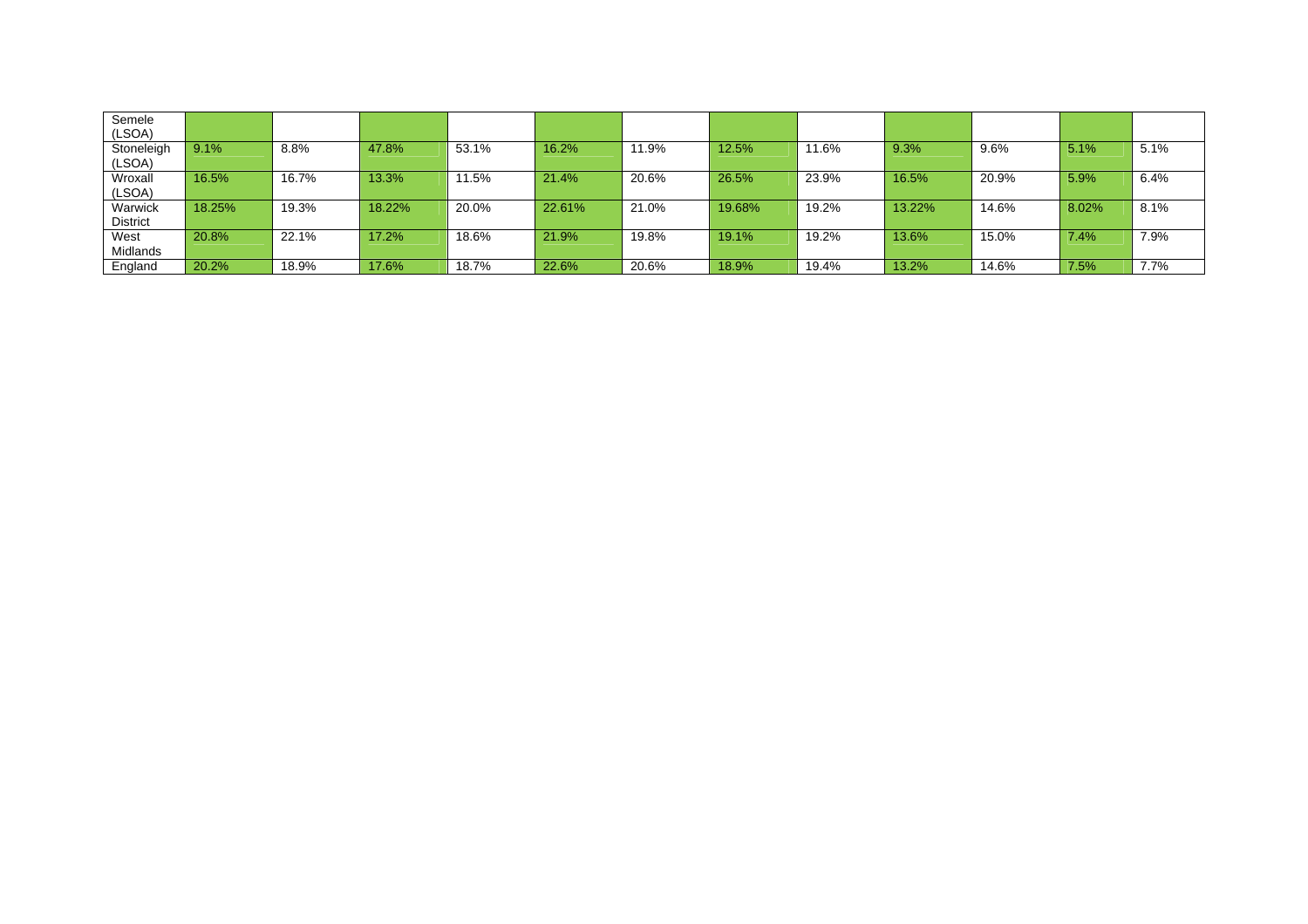| | | | | | | | | | | | | |
|---|---|---|---|---|---|---|---|---|---|---|---|---|
| Semele (LSOA) | | | | | | | | | | | | |
| Stoneleigh (LSOA) | 9.1% | 8.8% | 47.8% | 53.1% | 16.2% | 11.9% | 12.5% | 11.6% | 9.3% | 9.6% | 5.1% | 5.1% |
| Wroxall (LSOA) | 16.5% | 16.7% | 13.3% | 11.5% | 21.4% | 20.6% | 26.5% | 23.9% | 16.5% | 20.9% | 5.9% | 6.4% |
| Warwick District | 18.25% | 19.3% | 18.22% | 20.0% | 22.61% | 21.0% | 19.68% | 19.2% | 13.22% | 14.6% | 8.02% | 8.1% |
| West Midlands | 20.8% | 22.1% | 17.2% | 18.6% | 21.9% | 19.8% | 19.1% | 19.2% | 13.6% | 15.0% | 7.4% | 7.9% |
| England | 20.2% | 18.9% | 17.6% | 18.7% | 22.6% | 20.6% | 18.9% | 19.4% | 13.2% | 14.6% | 7.5% | 7.7% |